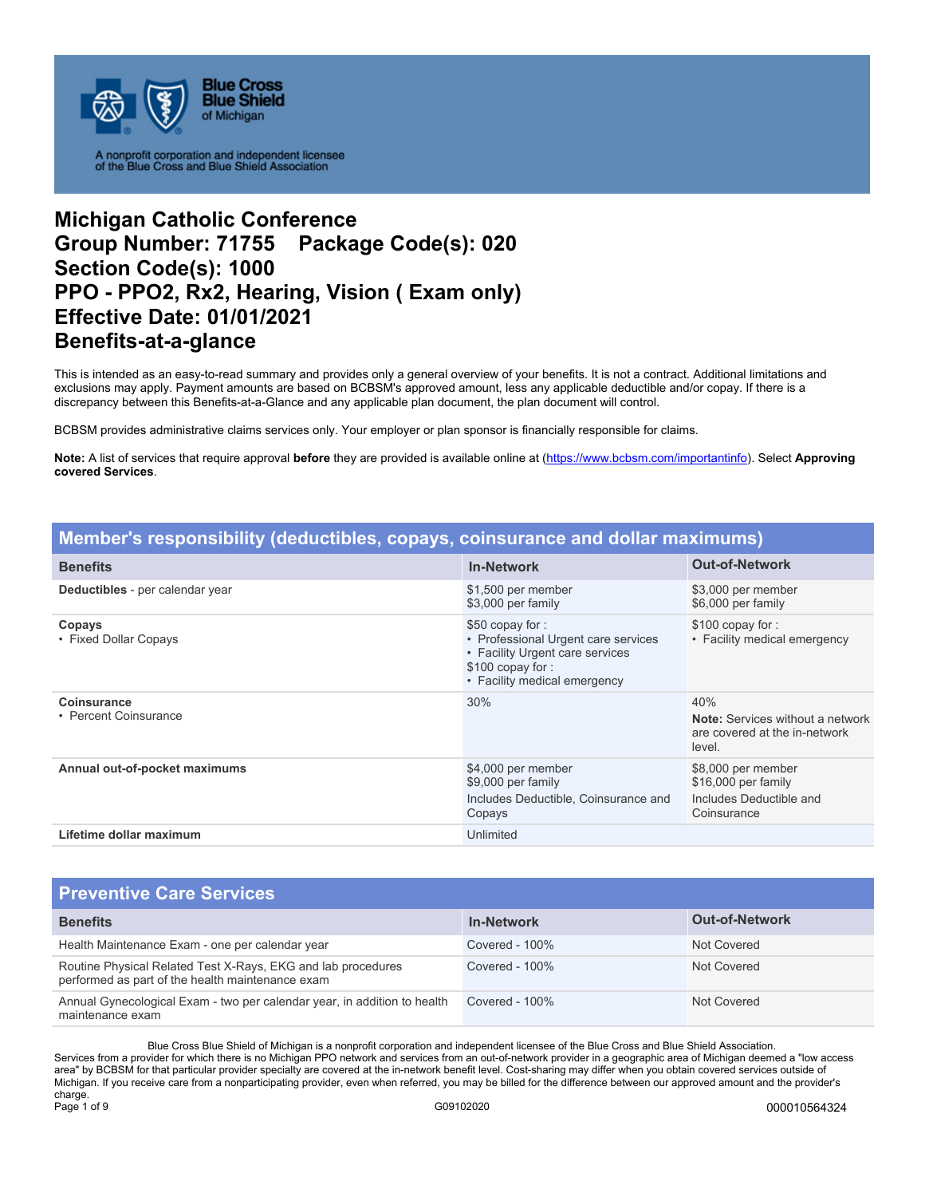# Michigan Catholic Conference
# Group Number: 71755  Package Code(s): 020
# Section Code(s): 1000
# PPO - PPO2, Rx2, Hearing, Vision ( Exam only)
# Effective Date: 01/01/2021
# Benefits-at-a-glance

This is intended as an easy-to-read summary and provides only a general overview of your benefits. It is not a contract. Additional limitations and exclusions may apply. Payment amounts are based on BCBSM's approved amount, less any applicable deductible and/or copay. If there is a discrepancy between this Benefits-at-a-Glance and any applicable plan document, the plan document will control.

BCBSM provides administrative claims services only. Your employer or plan sponsor is financially responsible for claims.

**Note:** A list of services that require approval **before** they are provided is available online at (https://www.bcbsm.com/importantinfo). Select **Approving covered Services**.

## Member's responsibility (deductibles, copays, coinsurance and dollar maximums)

| Benefits | In-Network | Out-of-Network |
|---|---|---|
| **Deductibles** - per calendar year | $1,500 per member<br>$3,000 per family | $3,000 per member<br>$6,000 per family |
| **Copays**<br>• Fixed Dollar Copays | $50 copay for :<br>• Professional Urgent care services<br>• Facility Urgent care services<br>$100 copay for :<br>• Facility medical emergency | $100 copay for :<br>• Facility medical emergency |
| **Coinsurance**<br>• Percent Coinsurance | 30% | 40%<br>**Note:** Services without a network are covered at the in-network level. |
| **Annual out-of-pocket maximums** | $4,000 per member<br>$9,000 per family<br>Includes Deductible, Coinsurance and Copays | $8,000 per member<br>$16,000 per family<br>Includes Deductible and Coinsurance |
| **Lifetime dollar maximum** | Unlimited | |

## Preventive Care Services

| Benefits | In-Network | Out-of-Network |
|---|---|---|
| Health Maintenance Exam - one per calendar year | Covered - 100% | Not Covered |
| Routine Physical Related Test X-Rays, EKG and lab procedures performed as part of the health maintenance exam | Covered - 100% | Not Covered |
| Annual Gynecological Exam - two per calendar year, in addition to health maintenance exam | Covered - 100% | Not Covered |

Blue Cross Blue Shield of Michigan is a nonprofit corporation and independent licensee of the Blue Cross and Blue Shield Association.
Services from a provider for which there is no Michigan PPO network and services from an out-of-network provider in a geographic area of Michigan deemed a "low access area" by BCBSM for that particular provider specialty are covered at the in-network benefit level. Cost-sharing may differ when you obtain covered services outside of Michigan. If you receive care from a nonparticipating provider, even when referred, you may be billed for the difference between our approved amount and the provider's charge.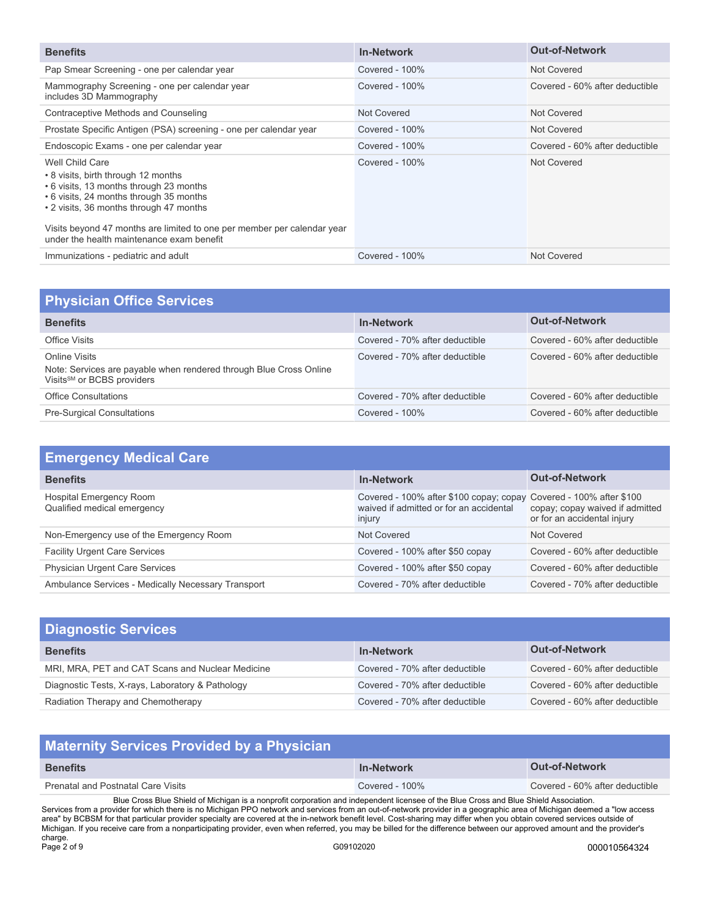| Benefits | In-Network | Out-of-Network |
|---|---|---|
| Pap Smear Screening - one per calendar year | Covered - 100% | Not Covered |
| Mammography Screening - one per calendar year includes 3D Mammography | Covered - 100% | Covered - 60% after deductible |
| Contraceptive Methods and Counseling | Not Covered | Not Covered |
| Prostate Specific Antigen (PSA) screening - one per calendar year | Covered - 100% | Not Covered |
| Endoscopic Exams - one per calendar year | Covered - 100% | Covered - 60% after deductible |
| Well Child Care<br>• 8 visits, birth through 12 months<br>• 6 visits, 13 months through 23 months<br>• 6 visits, 24 months through 35 months<br>• 2 visits, 36 months through 47 months<br><br>Visits beyond 47 months are limited to one per member per calendar year under the health maintenance exam benefit | Covered - 100% | Not Covered |
| Immunizations - pediatric and adult | Covered - 100% | Not Covered |

## Physician Office Services

| Benefits | In-Network | Out-of-Network |
|---|---|---|
| Office Visits | Covered - 70% after deductible | Covered - 60% after deductible |
| Online Visits<br>Note: Services are payable when rendered through Blue Cross Online Visits℠ or BCBS providers | Covered - 70% after deductible | Covered - 60% after deductible |
| Office Consultations | Covered - 70% after deductible | Covered - 60% after deductible |
| Pre-Surgical Consultations | Covered - 100% | Covered - 60% after deductible |

## Emergency Medical Care

| Benefits | In-Network | Out-of-Network |
|---|---|---|
| Hospital Emergency Room<br>Qualified medical emergency | Covered - 100% after $100 copay; copay waived if admitted or for an accidental injury | Covered - 100% after $100 copay; copay waived if admitted or for an accidental injury |
| Non-Emergency use of the Emergency Room | Not Covered | Not Covered |
| Facility Urgent Care Services | Covered - 100% after $50 copay | Covered - 60% after deductible |
| Physician Urgent Care Services | Covered - 100% after $50 copay | Covered - 60% after deductible |
| Ambulance Services - Medically Necessary Transport | Covered - 70% after deductible | Covered - 70% after deductible |

## Diagnostic Services

| Benefits | In-Network | Out-of-Network |
|---|---|---|
| MRI, MRA, PET and CAT Scans and Nuclear Medicine | Covered - 70% after deductible | Covered - 60% after deductible |
| Diagnostic Tests, X-rays, Laboratory & Pathology | Covered - 70% after deductible | Covered - 60% after deductible |
| Radiation Therapy and Chemotherapy | Covered - 70% after deductible | Covered - 60% after deductible |

## Maternity Services Provided by a Physician

| Benefits | In-Network | Out-of-Network |
|---|---|---|
| Prenatal and Postnatal Care Visits | Covered - 100% | Covered - 60% after deductible |

Blue Cross Blue Shield of Michigan is a nonprofit corporation and independent licensee of the Blue Cross and Blue Shield Association.
Services from a provider for which there is no Michigan PPO network and services from an out-of-network provider in a geographic area of Michigan deemed a "low access area" by BCBSM for that particular provider specialty are covered at the in-network benefit level. Cost-sharing may differ when you obtain covered services outside of Michigan. If you receive care from a nonparticipating provider, even when referred, you may be billed for the difference between our approved amount and the provider's charge.

G09102020 000010564324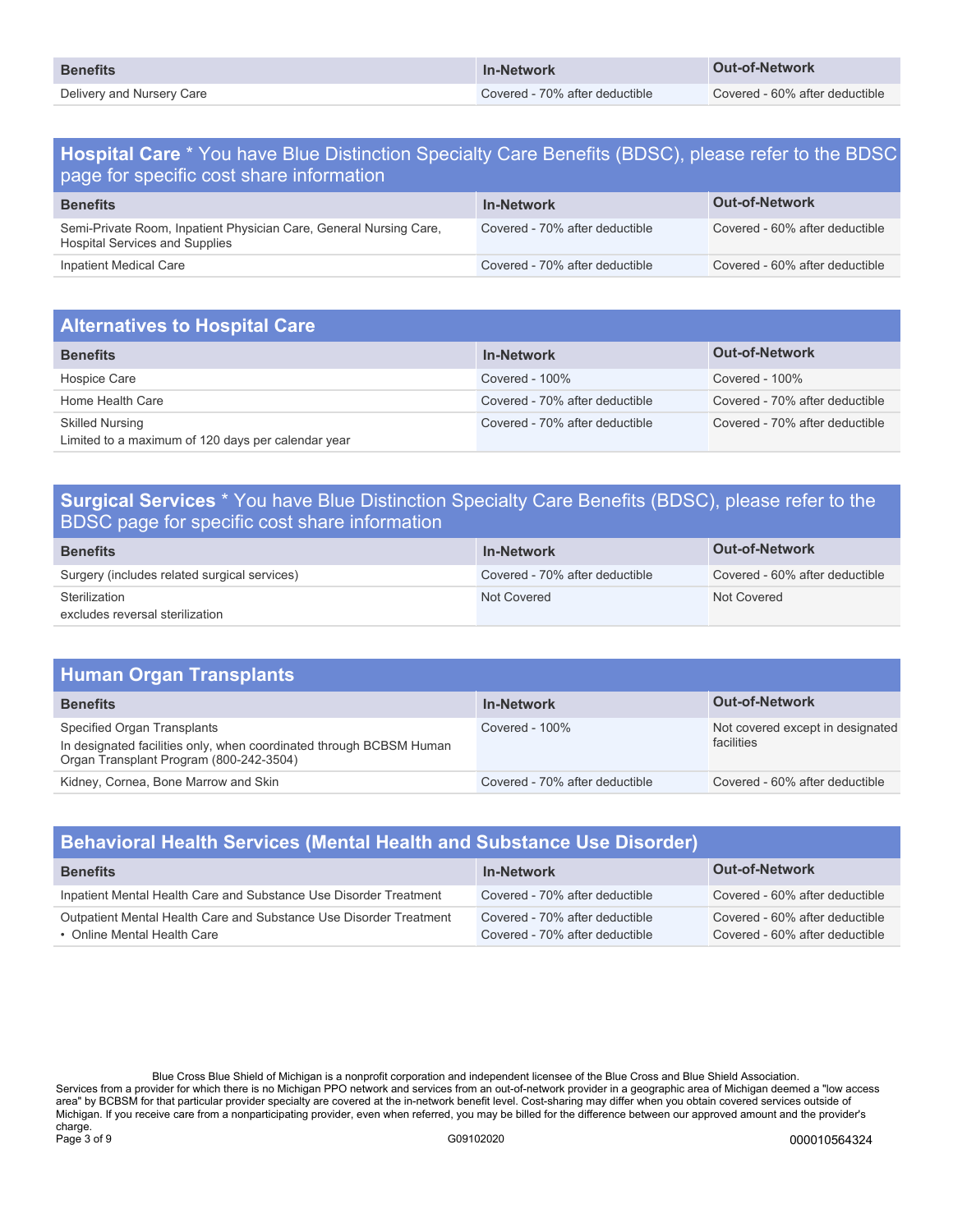| Benefits | In-Network | Out-of-Network |
| --- | --- | --- |
| Delivery and Nursery Care | Covered - 70% after deductible | Covered - 60% after deductible |

## Hospital Care * You have Blue Distinction Specialty Care Benefits (BDSC), please refer to the BDSC page for specific cost share information

| Benefits | In-Network | Out-of-Network |
| --- | --- | --- |
| Semi-Private Room, Inpatient Physician Care, General Nursing Care, Hospital Services and Supplies | Covered - 70% after deductible | Covered - 60% after deductible |
| Inpatient Medical Care | Covered - 70% after deductible | Covered - 60% after deductible |

## Alternatives to Hospital Care

| Benefits | In-Network | Out-of-Network |
| --- | --- | --- |
| Hospice Care | Covered - 100% | Covered - 100% |
| Home Health Care | Covered - 70% after deductible | Covered - 70% after deductible |
| Skilled Nursing<br>Limited to a maximum of 120 days per calendar year | Covered - 70% after deductible | Covered - 70% after deductible |

## Surgical Services * You have Blue Distinction Specialty Care Benefits (BDSC), please refer to the BDSC page for specific cost share information

| Benefits | In-Network | Out-of-Network |
| --- | --- | --- |
| Surgery (includes related surgical services) | Covered - 70% after deductible | Covered - 60% after deductible |
| Sterilization<br>excludes reversal sterilization | Not Covered | Not Covered |

## Human Organ Transplants

| Benefits | In-Network | Out-of-Network |
| --- | --- | --- |
| Specified Organ Transplants<br>In designated facilities only, when coordinated through BCBSM Human Organ Transplant Program (800-242-3504) | Covered - 100% | Not covered except in designated facilities |
| Kidney, Cornea, Bone Marrow and Skin | Covered - 70% after deductible | Covered - 60% after deductible |

## Behavioral Health Services (Mental Health and Substance Use Disorder)

| Benefits | In-Network | Out-of-Network |
| --- | --- | --- |
| Inpatient Mental Health Care and Substance Use Disorder Treatment | Covered - 70% after deductible | Covered - 60% after deductible |
| Outpatient Mental Health Care and Substance Use Disorder Treatment<br>• Online Mental Health Care | Covered - 70% after deductible<br>Covered - 70% after deductible | Covered - 60% after deductible<br>Covered - 60% after deductible |

Blue Cross Blue Shield of Michigan is a nonprofit corporation and independent licensee of the Blue Cross and Blue Shield Association.
Services from a provider for which there is no Michigan PPO network and services from an out-of-network provider in a geographic area of Michigan deemed a "low access area" by BCBSM for that particular provider specialty are covered at the in-network benefit level. Cost-sharing may differ when you obtain covered services outside of Michigan. If you receive care from a nonparticipating provider, even when referred, you may be billed for the difference between our approved amount and the provider's charge.

G09102020 000010564324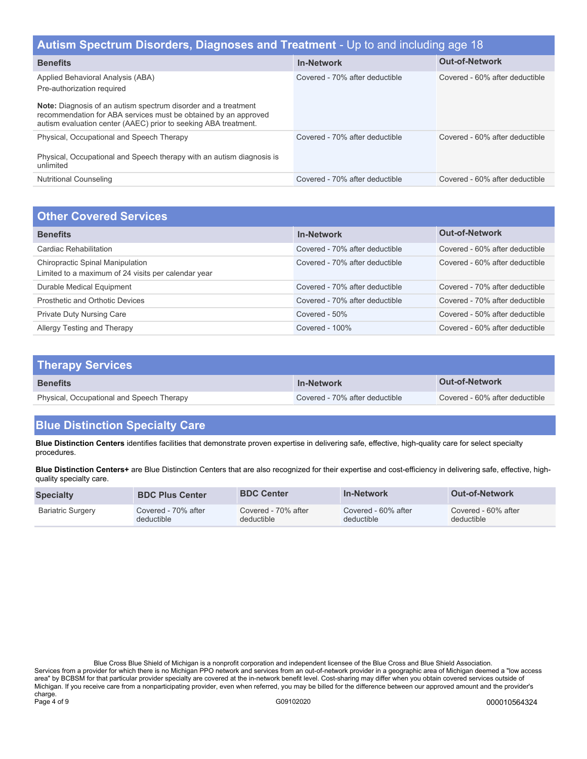## Autism Spectrum Disorders, Diagnoses and Treatment - Up to and including age 18

| Benefits | In-Network | Out-of-Network |
|---|---|---|
| Applied Behavioral Analysis (ABA)<br>Pre-authorization required<br><br>**Note:** Diagnosis of an autism spectrum disorder and a treatment recommendation for ABA services must be obtained by an approved autism evaluation center (AAEC) prior to seeking ABA treatment. | Covered - 70% after deductible | Covered - 60% after deductible |
| Physical, Occupational and Speech Therapy<br><br>Physical, Occupational and Speech therapy with an autism diagnosis is unlimited | Covered - 70% after deductible | Covered - 60% after deductible |
| Nutritional Counseling | Covered - 70% after deductible | Covered - 60% after deductible |

## Other Covered Services

| Benefits | In-Network | Out-of-Network |
|---|---|---|
| Cardiac Rehabilitation | Covered - 70% after deductible | Covered - 60% after deductible |
| Chiropractic Spinal Manipulation<br>Limited to a maximum of 24 visits per calendar year | Covered - 70% after deductible | Covered - 60% after deductible |
| Durable Medical Equipment | Covered - 70% after deductible | Covered - 70% after deductible |
| Prosthetic and Orthotic Devices | Covered - 70% after deductible | Covered - 70% after deductible |
| Private Duty Nursing Care | Covered - 50% | Covered - 50% after deductible |
| Allergy Testing and Therapy | Covered - 100% | Covered - 60% after deductible |

## Therapy Services

| Benefits | In-Network | Out-of-Network |
|---|---|---|
| Physical, Occupational and Speech Therapy | Covered - 70% after deductible | Covered - 60% after deductible |

## Blue Distinction Specialty Care

**Blue Distinction Centers** identifies facilities that demonstrate proven expertise in delivering safe, effective, high-quality care for select specialty procedures.

**Blue Distinction Centers+** are Blue Distinction Centers that are also recognized for their expertise and cost-efficiency in delivering safe, effective, high-quality specialty care.

| Specialty | BDC Plus Center | BDC Center | In-Network | Out-of-Network |
|---|---|---|---|---|
| Bariatric Surgery | Covered - 70% after deductible | Covered - 70% after deductible | Covered - 60% after deductible | Covered - 60% after deductible |

Blue Cross Blue Shield of Michigan is a nonprofit corporation and independent licensee of the Blue Cross and Blue Shield Association.
Services from a provider for which there is no Michigan PPO network and services from an out-of-network provider in a geographic area of Michigan deemed a "low access area" by BCBSM for that particular provider specialty are covered at the in-network benefit level. Cost-sharing may differ when you obtain covered services outside of Michigan. If you receive care from a nonparticipating provider, even when referred, you may be billed for the difference between our approved amount and the provider's charge.

G09102020 000010564324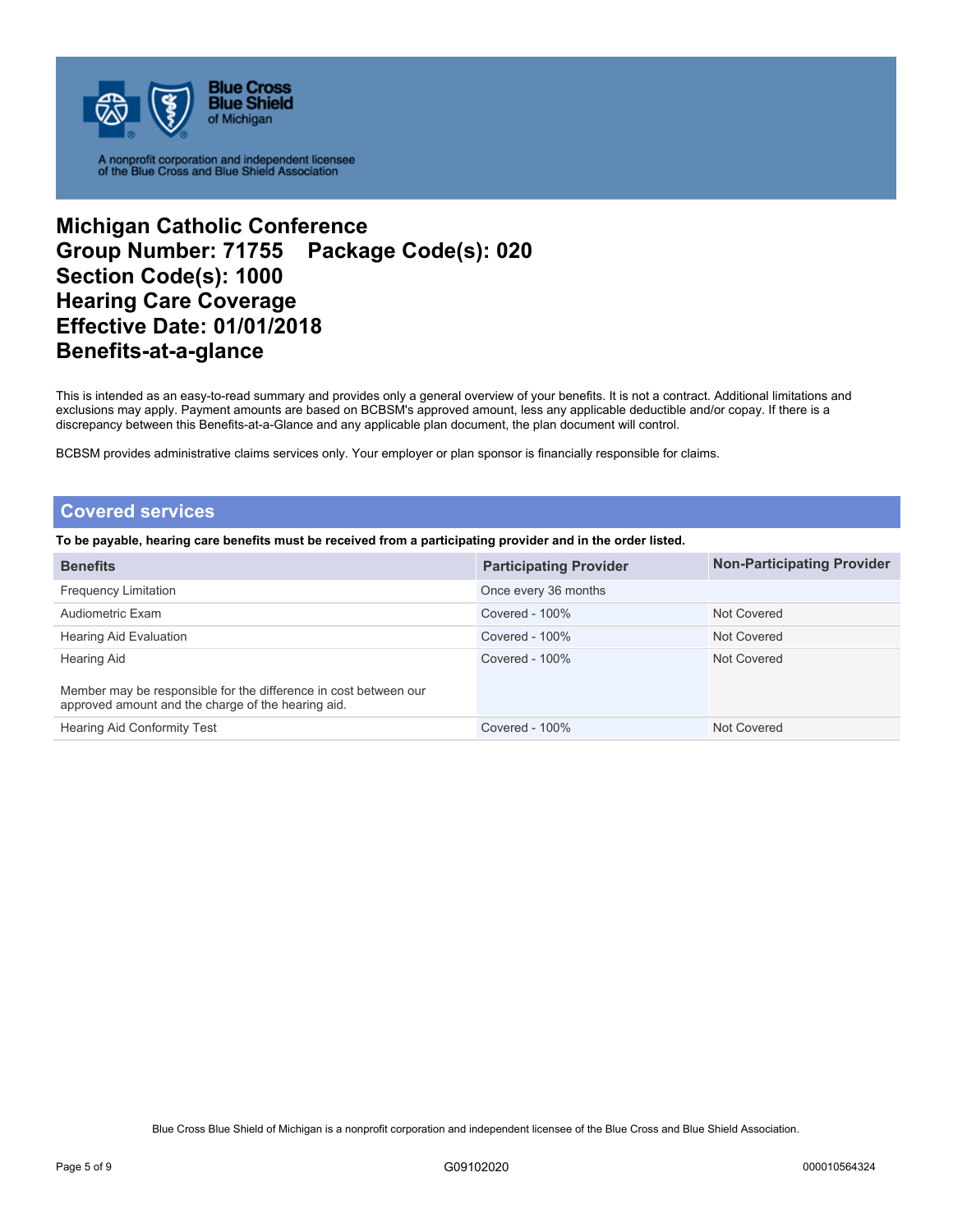# Michigan Catholic Conference
# Group Number: 71755 Package Code(s): 020
# Section Code(s): 1000
# Hearing Care Coverage
# Effective Date: 01/01/2018
# Benefits-at-a-glance

This is intended as an easy-to-read summary and provides only a general overview of your benefits. It is not a contract. Additional limitations and exclusions may apply. Payment amounts are based on BCBSM's approved amount, less any applicable deductible and/or copay. If there is a discrepancy between this Benefits-at-a-Glance and any applicable plan document, the plan document will control.

BCBSM provides administrative claims services only. Your employer or plan sponsor is financially responsible for claims.

## Covered services

**To be payable, hearing care benefits must be received from a participating provider and in the order listed.**

| Benefits | Participating Provider | Non-Participating Provider |
|---|---|---|
| Frequency Limitation | Once every 36 months | |
| Audiometric Exam | Covered - 100% | Not Covered |
| Hearing Aid Evaluation | Covered - 100% | Not Covered |
| Hearing Aid<br><br>Member may be responsible for the difference in cost between our approved amount and the charge of the hearing aid. | Covered - 100% | Not Covered |
| Hearing Aid Conformity Test | Covered - 100% | Not Covered |

Blue Cross Blue Shield of Michigan is a nonprofit corporation and independent licensee of the Blue Cross and Blue Shield Association.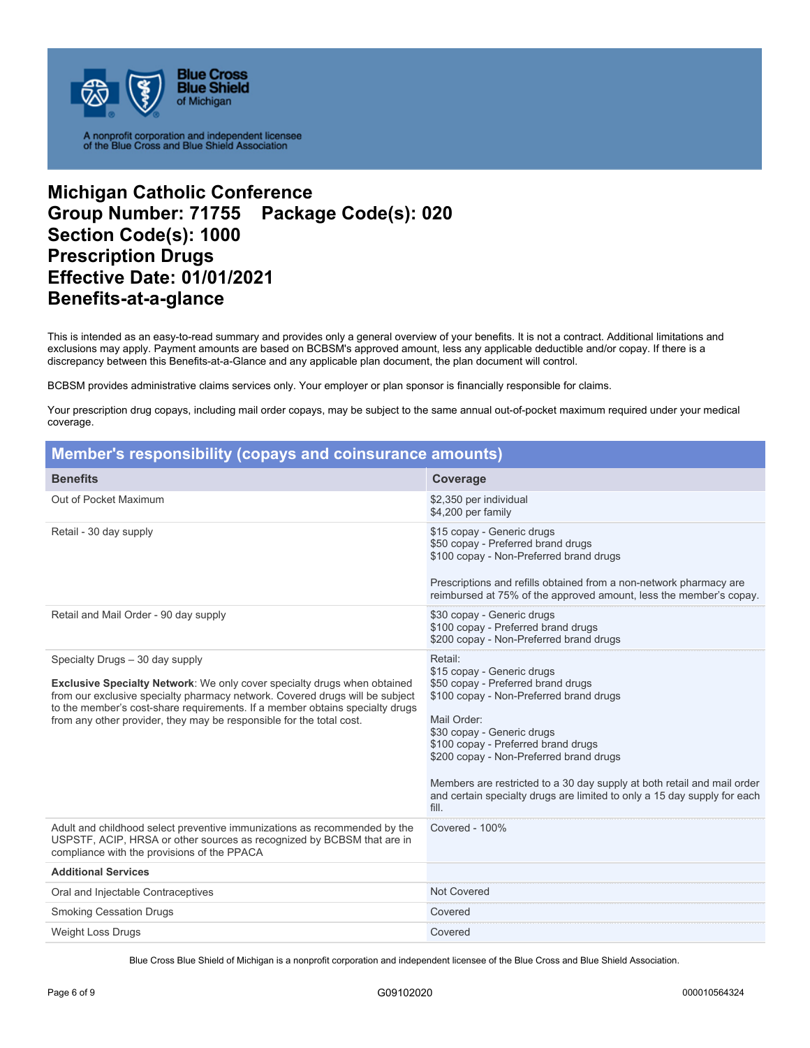Blue Cross Blue Shield of Michigan

A nonprofit corporation and independent licensee of the Blue Cross and Blue Shield Association

# Michigan Catholic Conference
# Group Number: 71755 Package Code(s): 020
# Section Code(s): 1000
# Prescription Drugs
# Effective Date: 01/01/2021
# Benefits-at-a-glance

This is intended as an easy-to-read summary and provides only a general overview of your benefits. It is not a contract. Additional limitations and exclusions may apply. Payment amounts are based on BCBSM's approved amount, less any applicable deductible and/or copay. If there is a discrepancy between this Benefits-at-a-Glance and any applicable plan document, the plan document will control.

BCBSM provides administrative claims services only. Your employer or plan sponsor is financially responsible for claims.

Your prescription drug copays, including mail order copays, may be subject to the same annual out-of-pocket maximum required under your medical coverage.

## Member's responsibility (copays and coinsurance amounts)

| Benefits | Coverage |
|---|---|
| Out of Pocket Maximum | $2,350 per individual<br>$4,200 per family |
| Retail - 30 day supply | $15 copay - Generic drugs<br>$50 copay - Preferred brand drugs<br>$100 copay - Non-Preferred brand drugs<br><br>Prescriptions and refills obtained from a non-network pharmacy are reimbursed at 75% of the approved amount, less the member's copay. |
| Retail and Mail Order - 90 day supply | $30 copay - Generic drugs<br>$100 copay - Preferred brand drugs<br>$200 copay - Non-Preferred brand drugs |
| Specialty Drugs – 30 day supply<br><br>**Exclusive Specialty Network**: We only cover specialty drugs when obtained from our exclusive specialty pharmacy network. Covered drugs will be subject to the member's cost-share requirements. If a member obtains specialty drugs from any other provider, they may be responsible for the total cost. | Retail:<br>$15 copay - Generic drugs<br>$50 copay - Preferred brand drugs<br>$100 copay - Non-Preferred brand drugs<br><br>Mail Order:<br>$30 copay - Generic drugs<br>$100 copay - Preferred brand drugs<br>$200 copay - Non-Preferred brand drugs<br><br>Members are restricted to a 30 day supply at both retail and mail order and certain specialty drugs are limited to only a 15 day supply for each fill. |
| Adult and childhood select preventive immunizations as recommended by the USPSTF, ACIP, HRSA or other sources as recognized by BCBSM that are in compliance with the provisions of the PPACA | Covered - 100% |
| **Additional Services** | |
| Oral and Injectable Contraceptives | Not Covered |
| Smoking Cessation Drugs | Covered |
| Weight Loss Drugs | Covered |

Blue Cross Blue Shield of Michigan is a nonprofit corporation and independent licensee of the Blue Cross and Blue Shield Association.

G09102020 000010564324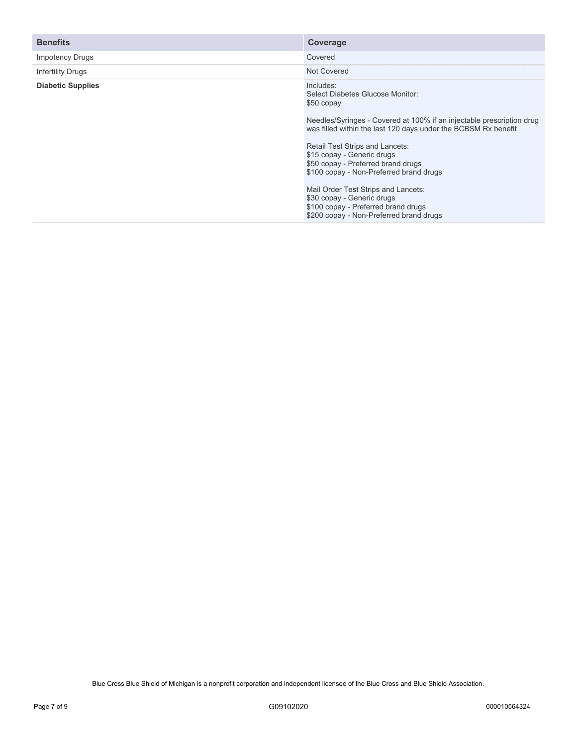| Benefits | Coverage |
| --- | --- |
| Impotency Drugs | Covered |
| Infertility Drugs | Not Covered |
| **Diabetic Supplies** | Includes:<br>Select Diabetes Glucose Monitor:<br>$50 copay<br><br>Needles/Syringes - Covered at 100% if an injectable prescription drug was filled within the last 120 days under the BCBSM Rx benefit<br><br>Retail Test Strips and Lancets:<br>$15 copay - Generic drugs<br>$50 copay - Preferred brand drugs<br>$100 copay - Non-Preferred brand drugs<br><br>Mail Order Test Strips and Lancets:<br>$30 copay - Generic drugs<br>$100 copay - Preferred brand drugs<br>$200 copay - Non-Preferred brand drugs |

Blue Cross Blue Shield of Michigan is a nonprofit corporation and independent licensee of the Blue Cross and Blue Shield Association.

G09102020

000010564324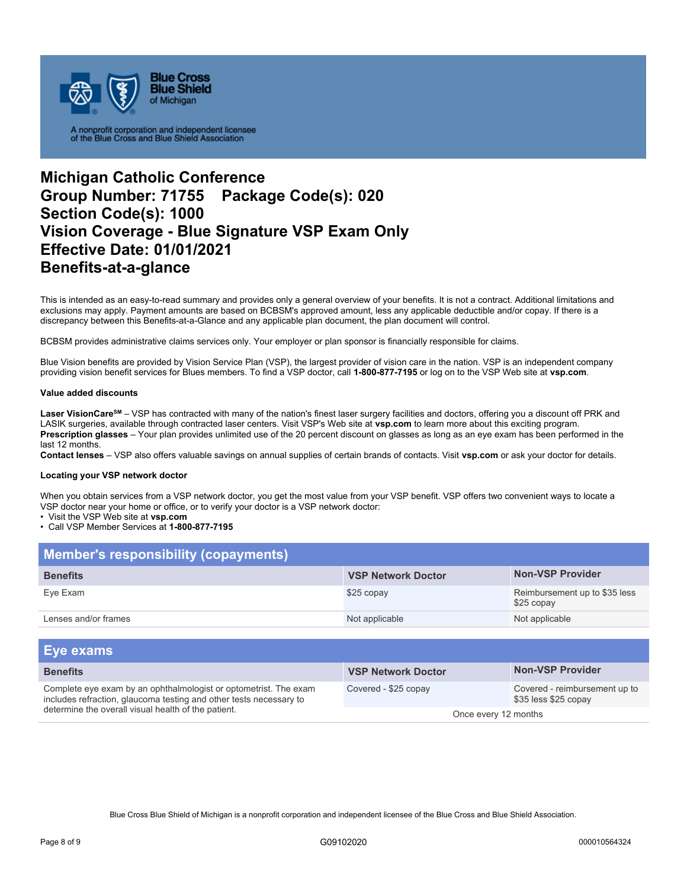Blue Cross Blue Shield of Michigan

A nonprofit corporation and independent licensee of the Blue Cross and Blue Shield Association

# Michigan Catholic Conference
# Group Number: 71755 Package Code(s): 020
# Section Code(s): 1000
# Vision Coverage - Blue Signature VSP Exam Only
# Effective Date: 01/01/2021
# Benefits-at-a-glance

This is intended as an easy-to-read summary and provides only a general overview of your benefits. It is not a contract. Additional limitations and exclusions may apply. Payment amounts are based on BCBSM's approved amount, less any applicable deductible and/or copay. If there is a discrepancy between this Benefits-at-a-Glance and any applicable plan document, the plan document will control.

BCBSM provides administrative claims services only. Your employer or plan sponsor is financially responsible for claims.

Blue Vision benefits are provided by Vision Service Plan (VSP), the largest provider of vision care in the nation. VSP is an independent company providing vision benefit services for Blues members. To find a VSP doctor, call **1-800-877-7195** or log on to the VSP Web site at **vsp.com**.

#### Value added discounts

**Laser VisionCare[SM]** – VSP has contracted with many of the nation's finest laser surgery facilities and doctors, offering you a discount off PRK and LASIK surgeries, available through contracted laser centers. Visit VSP's Web site at **vsp.com** to learn more about this exciting program.
**Prescription glasses** – Your plan provides unlimited use of the 20 percent discount on glasses as long as an eye exam has been performed in the last 12 months.
**Contact lenses** – VSP also offers valuable savings on annual supplies of certain brands of contacts. Visit **vsp.com** or ask your doctor for details.

#### Locating your VSP network doctor

When you obtain services from a VSP network doctor, you get the most value from your VSP benefit. VSP offers two convenient ways to locate a VSP doctor near your home or office, or to verify your doctor is a VSP network doctor:

- Visit the VSP Web site at **vsp.com**
- Call VSP Member Services at **1-800-877-7195**

## Member's responsibility (copayments)

| Benefits | VSP Network Doctor | Non-VSP Provider |
|---|---|---|
| Eye Exam | $25 copay | Reimbursement up to $35 less $25 copay |
| Lenses and/or frames | Not applicable | Not applicable |

## Eye exams

| Benefits | VSP Network Doctor | Non-VSP Provider |
|---|---|---|
| Complete eye exam by an ophthalmologist or optometrist. The exam includes refraction, glaucoma testing and other tests necessary to determine the overall visual health of the patient. | Covered - $25 copay | Covered - reimbursement up to $35 less $25 copay |
| | Once every 12 months | |

Blue Cross Blue Shield of Michigan is a nonprofit corporation and independent licensee of the Blue Cross and Blue Shield Association.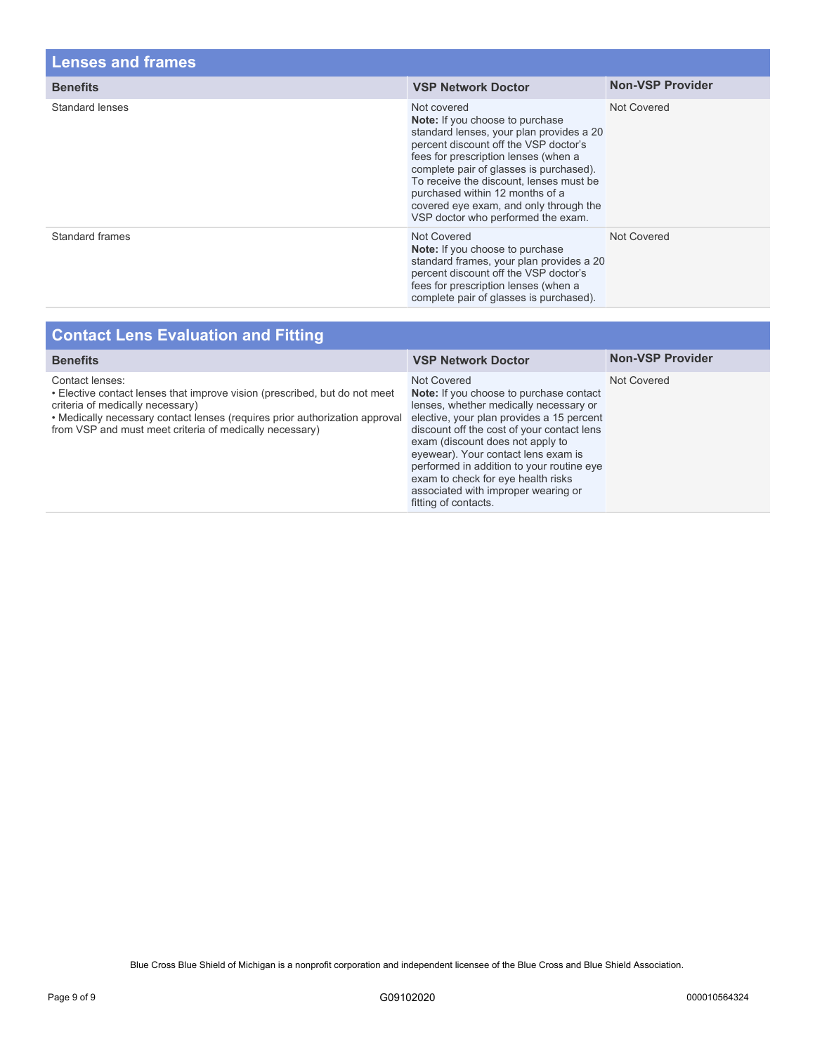## Lenses and frames

| Benefits | VSP Network Doctor | Non-VSP Provider |
|---|---|---|
| Standard lenses | Not covered<br>**Note:** If you choose to purchase standard lenses, your plan provides a 20 percent discount off the VSP doctor's fees for prescription lenses (when a complete pair of glasses is purchased). To receive the discount, lenses must be purchased within 12 months of a covered eye exam, and only through the VSP doctor who performed the exam. | Not Covered |
| Standard frames | Not Covered<br>**Note:** If you choose to purchase standard frames, your plan provides a 20 percent discount off the VSP doctor's fees for prescription lenses (when a complete pair of glasses is purchased). | Not Covered |

## Contact Lens Evaluation and Fitting

| Benefits | VSP Network Doctor | Non-VSP Provider |
|---|---|---|
| Contact lenses:<br>• Elective contact lenses that improve vision (prescribed, but do not meet criteria of medically necessary)<br>• Medically necessary contact lenses (requires prior authorization approval from VSP and must meet criteria of medically necessary) | Not Covered<br>**Note:** If you choose to purchase contact lenses, whether medically necessary or elective, your plan provides a 15 percent discount off the cost of your contact lens exam (discount does not apply to eyewear). Your contact lens exam is performed in addition to your routine eye exam to check for eye health risks associated with improper wearing or fitting of contacts. | Not Covered |

Blue Cross Blue Shield of Michigan is a nonprofit corporation and independent licensee of the Blue Cross and Blue Shield Association.

G09102020 000010564324